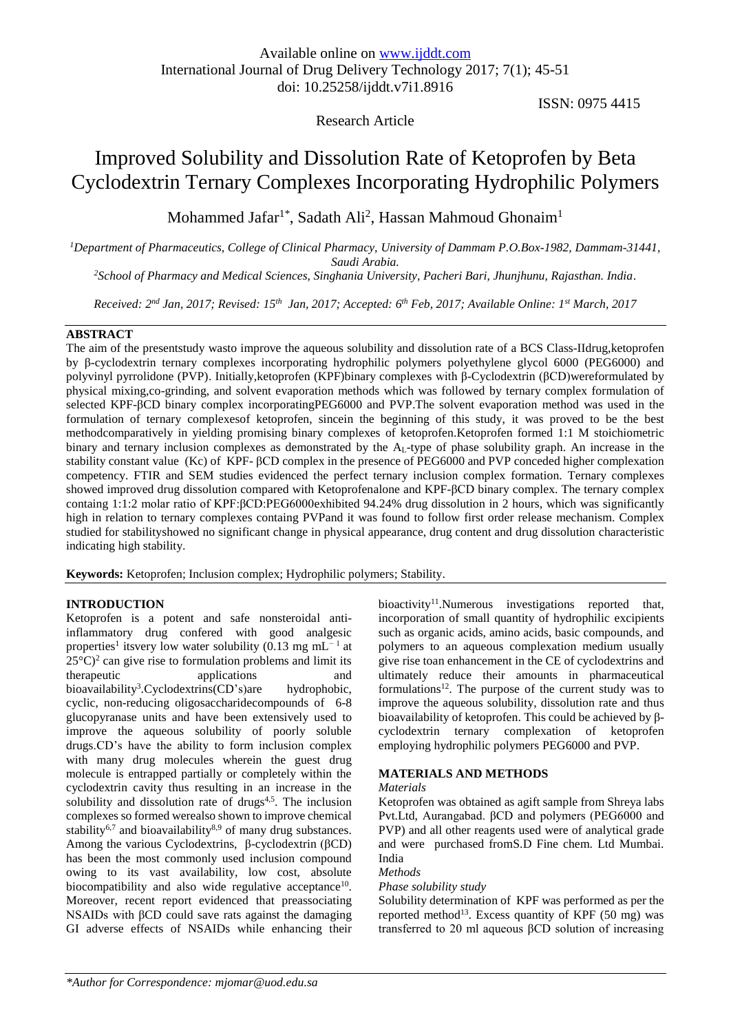Available online on www.ijddt.com
International Journal of Drug Delivery Technology 2017; 7(1); 45-51
doi: 10.25258/ijddt.v7i1.8916

ISSN: 0975 4415

Research Article

# Improved Solubility and Dissolution Rate of Ketoprofen by Beta Cyclodextrin Ternary Complexes Incorporating Hydrophilic Polymers

Mohammed Jafar[1*], Sadath Ali[2], Hassan Mahmoud Ghonaim[1]

[1]Department of Pharmaceutics, College of Clinical Pharmacy, University of Dammam P.O.Box-1982, Dammam-31441, Saudi Arabia.

[2]School of Pharmacy and Medical Sciences, Singhania University, Pacheri Bari, Jhunjhunu, Rajasthan. India.

*Received: 2nd Jan, 2017; Revised: 15th Jan, 2017; Accepted: 6th Feb, 2017; Available Online: 1st March, 2017*

## ABSTRACT

The aim of the presentstudy wasto improve the aqueous solubility and dissolution rate of a BCS Class-IIdrug,ketoprofen by β-cyclodextrin ternary complexes incorporating hydrophilic polymers polyethylene glycol 6000 (PEG6000) and polyvinyl pyrrolidone (PVP). Initially,ketoprofen (KPF)binary complexes with β-Cyclodextrin (βCD)wereformulated by physical mixing,co-grinding, and solvent evaporation methods which was followed by ternary complex formulation of selected KPF-βCD binary complex incorporatingPEG6000 and PVP.The solvent evaporation method was used in the formulation of ternary complexesof ketoprofen, sincein the beginning of this study, it was proved to be the best methodcomparatively in yielding promising binary complexes of ketoprofen.Ketoprofen formed 1:1 M stoichiometric binary and ternary inclusion complexes as demonstrated by the $A_L$-type of phase solubility graph. An increase in the stability constant value (Kc) of KPF- βCD complex in the presence of PEG6000 and PVP conceded higher complexation competency. FTIR and SEM studies evidenced the perfect ternary inclusion complex formation. Ternary complexes showed improved drug dissolution compared with Ketoprofenalone and KPF-βCD binary complex. The ternary complex containg 1:1:2 molar ratio of KPF:βCD:PEG6000exhibited 94.24% drug dissolution in 2 hours, which was significantly high in relation to ternary complexes containg PVPand it was found to follow first order release mechanism. Complex studied for stabilityshowed no significant change in physical appearance, drug content and drug dissolution characteristic indicating high stability.

**Keywords:** Ketoprofen; Inclusion complex; Hydrophilic polymers; Stability.

## INTRODUCTION

Ketoprofen is a potent and safe nonsteroidal anti-inflammatory drug confered with good analgesic properties[1] itsvery low water solubility (0.13 mg $mL^{-1}$ at 25°C)[2] can give rise to formulation problems and limit its therapeutic applications and bioavailability[3].Cyclodextrins(CD's)are hydrophobic, cyclic, non-reducing oligosaccharidecompounds of 6-8 glucopyranase units and have been extensively used to improve the aqueous solubility of poorly soluble drugs.CD's have the ability to form inclusion complex with many drug molecules wherein the guest drug molecule is entrapped partially or completely within the cyclodextrin cavity thus resulting in an increase in the solubility and dissolution rate of drugs[4,5]. The inclusion complexes so formed werealso shown to improve chemical stability[6,7] and bioavailability[8,9] of many drug substances. Among the various Cyclodextrins, β-cyclodextrin (βCD) has been the most commonly used inclusion compound owing to its vast availability, low cost, absolute biocompatibility and also wide regulative acceptance[10]. Moreover, recent report evidenced that preassociating NSAIDs with βCD could save rats against the damaging GI adverse effects of NSAIDs while enhancing their bioactivity[11].Numerous investigations reported that, incorporation of small quantity of hydrophilic excipients such as organic acids, amino acids, basic compounds, and polymers to an aqueous complexation medium usually give rise toan enhancement in the CE of cyclodextrins and ultimately reduce their amounts in pharmaceutical formulations[12]. The purpose of the current study was to improve the aqueous solubility, dissolution rate and thus bioavailability of ketoprofen. This could be achieved by β-cyclodextrin ternary complexation of ketoprofen employing hydrophilic polymers PEG6000 and PVP.

## MATERIALS AND METHODS

*Materials*

Ketoprofen was obtained as agift sample from Shreya labs Pvt.Ltd, Aurangabad. βCD and polymers (PEG6000 and PVP) and all other reagents used were of analytical grade and were purchased fromS.D Fine chem. Ltd Mumbai. India

*Methods*

*Phase solubility study*

Solubility determination of KPF was performed as per the reported method[13]. Excess quantity of KPF (50 mg) was transferred to 20 ml aqueous βCD solution of increasing

*\*Author for Correspondence: mjomar@uod.edu.sa*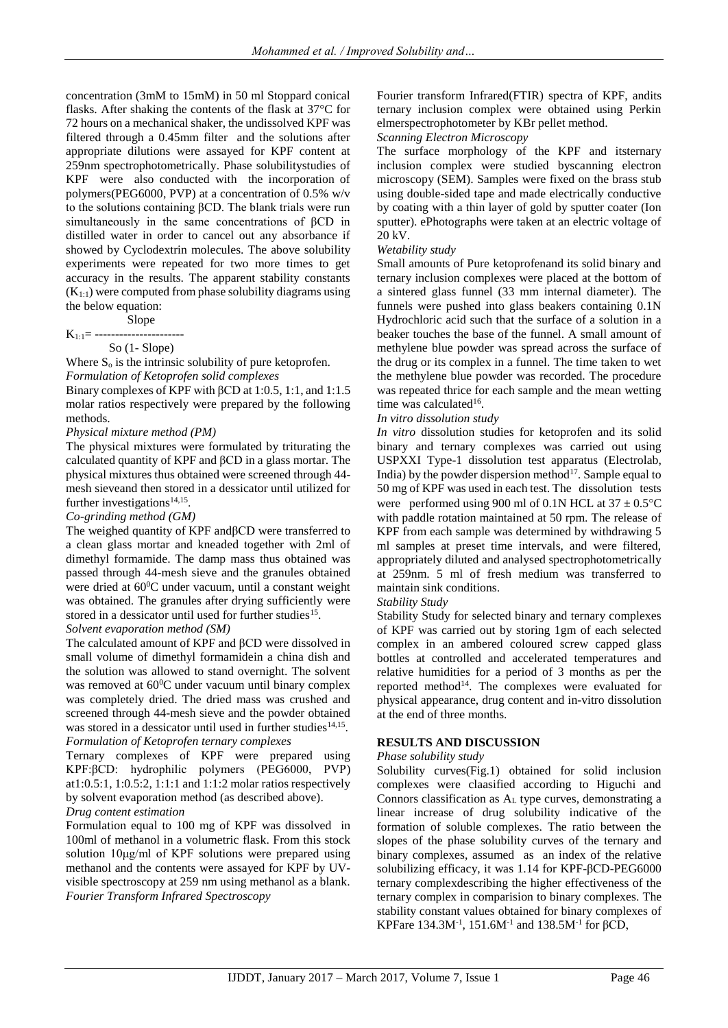concentration (3mM to 15mM) in 50 ml Stoppard conical flasks. After shaking the contents of the flask at 37°C for 72 hours on a mechanical shaker, the undissolved KPF was filtered through a 0.45mm filter and the solutions after appropriate dilutions were assayed for KPF content at 259nm spectrophotometrically. Phase solubilitystudies of KPF were also conducted with the incorporation of polymers(PEG6000, PVP) at a concentration of 0.5% w/v to the solutions containing βCD. The blank trials were run simultaneously in the same concentrations of βCD in distilled water in order to cancel out any absorbance if showed by Cyclodextrin molecules. The above solubility experiments were repeated for two more times to get accuracy in the results. The apparent stability constants ($K_{1:1}$) were computed from phase solubility diagrams using the below equation:

$$K_{1:1} = \frac{\text{Slope}}{S_o\,(1\text{- Slope})}$$

Where $S_o$ is the intrinsic solubility of pure ketoprofen.

*Formulation of Ketoprofen solid complexes*

Binary complexes of KPF with βCD at 1:0.5, 1:1, and 1:1.5 molar ratios respectively were prepared by the following methods.

*Physical mixture method (PM)*

The physical mixtures were formulated by triturating the calculated quantity of KPF and βCD in a glass mortar. The physical mixtures thus obtained were screened through 44-mesh sieveand then stored in a dessicator until utilized for further investigations[14,15].

*Co-grinding method (GM)*

The weighed quantity of KPF andβCD were transferred to a clean glass mortar and kneaded together with 2ml of dimethyl formamide. The damp mass thus obtained was passed through 44-mesh sieve and the granules obtained were dried at 60°C under vacuum, until a constant weight was obtained. The granules after drying sufficiently were stored in a dessicator until used for further studies[15].

*Solvent evaporation method (SM)*

The calculated amount of KPF and βCD were dissolved in small volume of dimethyl formamidein a china dish and the solution was allowed to stand overnight. The solvent was removed at 60°C under vacuum until binary complex was completely dried. The dried mass was crushed and screened through 44-mesh sieve and the powder obtained was stored in a dessicator until used in further studies[14,15].

*Formulation of Ketoprofen ternary complexes*

Ternary complexes of KPF were prepared using KPF:βCD: hydrophilic polymers (PEG6000, PVP) at1:0.5:1, 1:0.5:2, 1:1:1 and 1:1:2 molar ratios respectively by solvent evaporation method (as described above).

*Drug content estimation*

Formulation equal to 100 mg of KPF was dissolved in 100ml of methanol in a volumetric flask. From this stock solution 10μg/ml of KPF solutions were prepared using methanol and the contents were assayed for KPF by UV-visible spectroscopy at 259 nm using methanol as a blank.

*Fourier Transform Infrared Spectroscopy*

Fourier transform Infrared(FTIR) spectra of KPF, andits ternary inclusion complex were obtained using Perkin elmerspectrophotometer by KBr pellet method.

*Scanning Electron Microscopy*

The surface morphology of the KPF and itsternary inclusion complex were studied byscanning electron microscopy (SEM). Samples were fixed on the brass stub using double-sided tape and made electrically conductive by coating with a thin layer of gold by sputter coater (Ion sputter). ePhotographs were taken at an electric voltage of 20 kV.

*Wetability study*

Small amounts of Pure ketoprofenand its solid binary and ternary inclusion complexes were placed at the bottom of a sintered glass funnel (33 mm internal diameter). The funnels were pushed into glass beakers containing 0.1N Hydrochloric acid such that the surface of a solution in a beaker touches the base of the funnel. A small amount of methylene blue powder was spread across the surface of the drug or its complex in a funnel. The time taken to wet the methylene blue powder was recorded. The procedure was repeated thrice for each sample and the mean wetting time was calculated[16].

*In vitro dissolution study*

*In vitro* dissolution studies for ketoprofen and its solid binary and ternary complexes was carried out using USPXXI Type-1 dissolution test apparatus (Electrolab, India) by the powder dispersion method[17]. Sample equal to 50 mg of KPF was used in each test. The dissolution tests were performed using 900 ml of 0.1N HCL at 37 ± 0.5°C with paddle rotation maintained at 50 rpm. The release of KPF from each sample was determined by withdrawing 5 ml samples at preset time intervals, and were filtered, appropriately diluted and analysed spectrophotometrically at 259nm. 5 ml of fresh medium was transferred to maintain sink conditions.

*Stability Study*

Stability Study for selected binary and ternary complexes of KPF was carried out by storing 1gm of each selected complex in an ambered coloured screw capped glass bottles at controlled and accelerated temperatures and relative humidities for a period of 3 months as per the reported method[14]. The complexes were evaluated for physical appearance, drug content and in-vitro dissolution at the end of three months.

## RESULTS AND DISCUSSION

*Phase solubility study*

Solubility curves(Fig.1) obtained for solid inclusion complexes were claasified according to Higuchi and Connors classification as $A_L$ type curves, demonstrating a linear increase of drug solubility indicative of the formation of soluble complexes. The ratio between the slopes of the phase solubility curves of the ternary and binary complexes, assumed as an index of the relative solubilizing efficacy, it was 1.14 for KPF-βCD-PEG6000 ternary complexdescribing the higher effectiveness of the ternary complex in comparision to binary complexes. The stability constant values obtained for binary complexes of KPFare 134.3$M^{-1}$, 151.6$M^{-1}$ and 138.5$M^{-1}$ for βCD,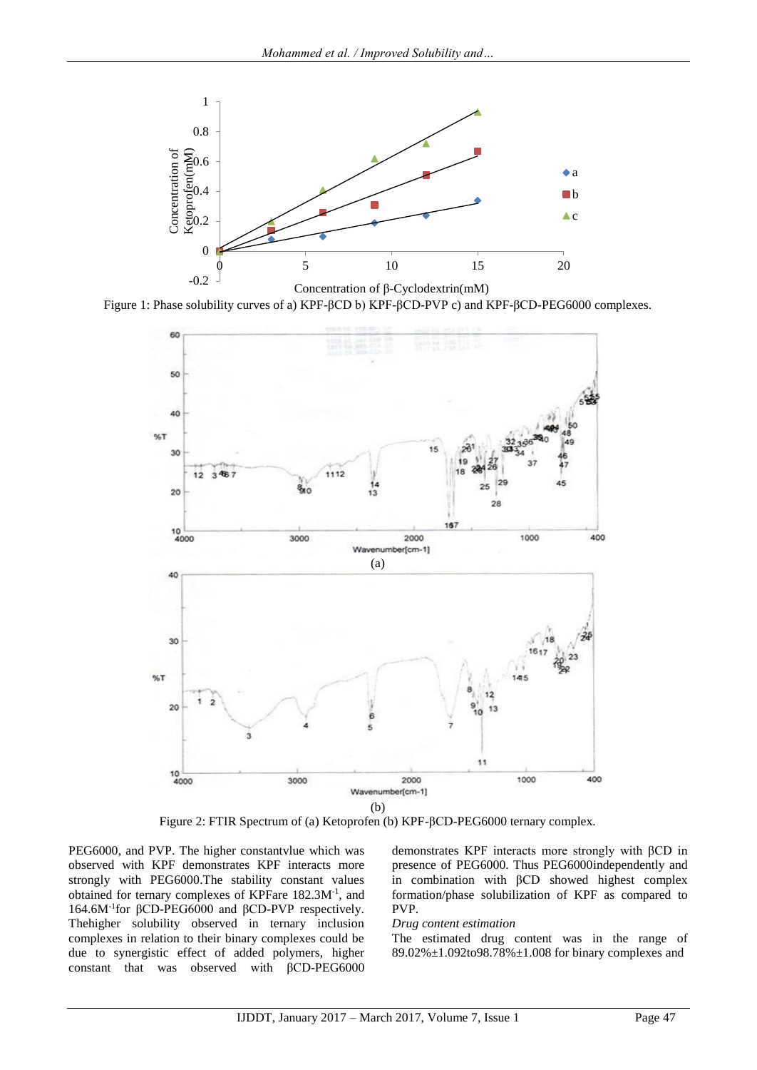Figure 1: Phase solubility curves of a) KPF-βCD b) KPF-βCD-PVP c) and KPF-βCD-PEG6000 complexes.

(a)

(b)

Figure 2: FTIR Spectrum of (a) Ketoprofen (b) KPF-βCD-PEG6000 ternary complex.

PEG6000, and PVP. The higher constantvlue which was observed with KPF demonstrates KPF interacts more strongly with PEG6000.The stability constant values obtained for ternary complexes of KPFare 182.3M$^{-1}$, and 164.6M$^{-1}$for βCD-PEG6000 and βCD-PVP respectively. Thehigher solubility observed in ternary inclusion complexes in relation to their binary complexes could be due to synergistic effect of added polymers, higher constant that was observed with βCD-PEG6000 demonstrates KPF interacts more strongly with βCD in presence of PEG6000. Thus PEG6000independently and in combination with βCD showed highest complex formation/phase solubilization of KPF as compared to PVP.

*Drug content estimation*

The estimated drug content was in the range of 89.02%±1.092to98.78%±1.008 for binary complexes and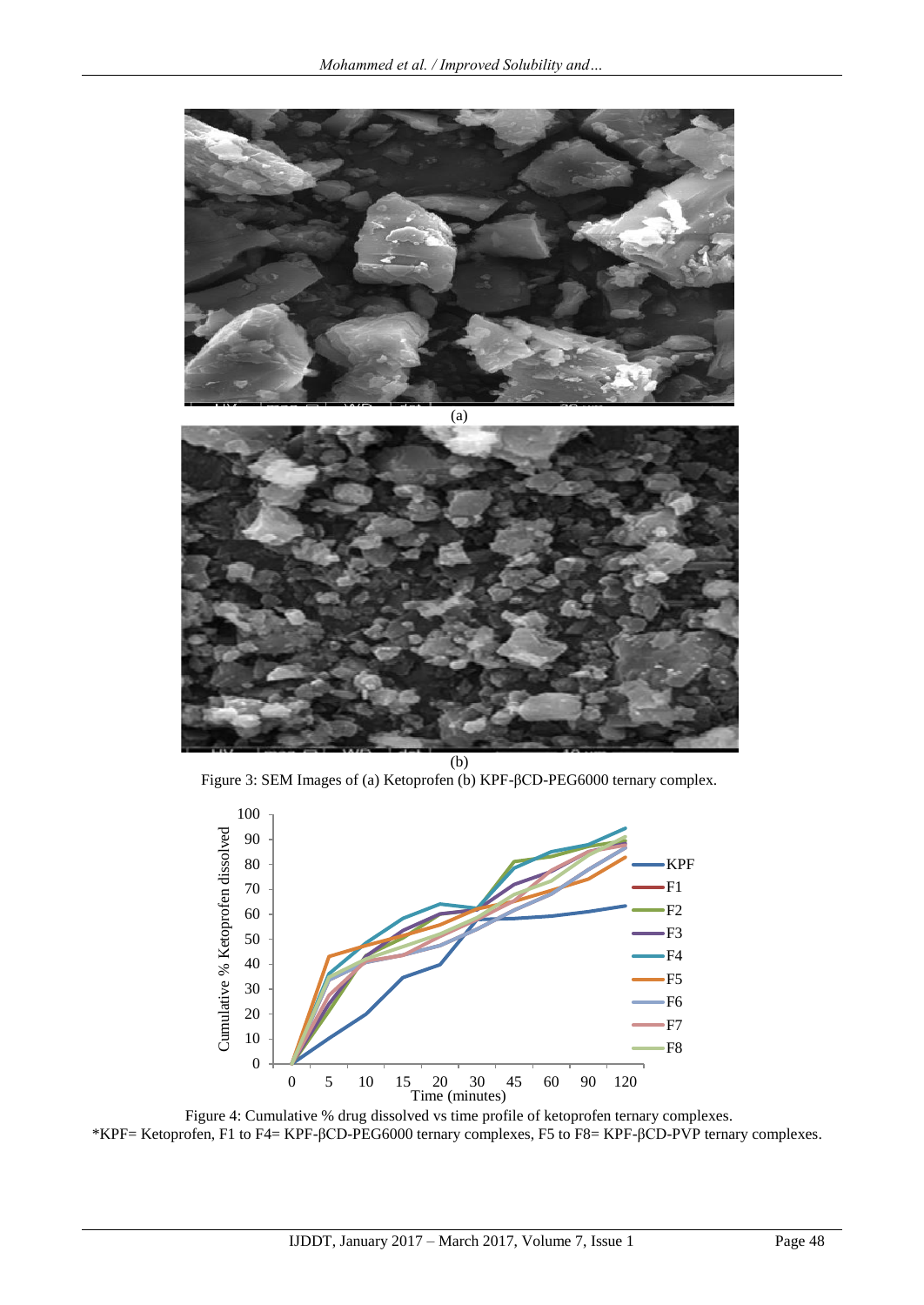(a)

(b)

Figure 3: SEM Images of (a) Ketoprofen (b) KPF-βCD-PEG6000 ternary complex.

Figure 4: Cumulative % drug dissolved vs time profile of ketoprofen ternary complexes.
*KPF= Ketoprofen, F1 to F4= KPF-βCD-PEG6000 ternary complexes, F5 to F8= KPF-βCD-PVP ternary complexes.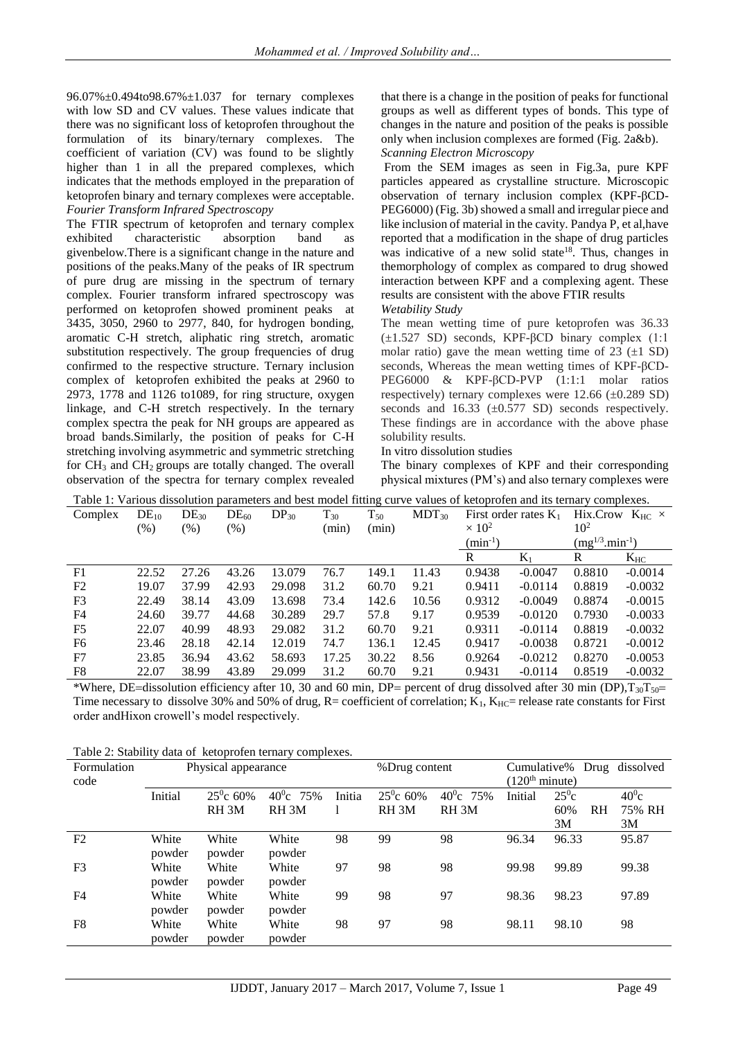96.07%±0.494to98.67%±1.037 for ternary complexes with low SD and CV values. These values indicate that there was no significant loss of ketoprofen throughout the formulation of its binary/ternary complexes. The coefficient of variation (CV) was found to be slightly higher than 1 in all the prepared complexes, which indicates that the methods employed in the preparation of ketoprofen binary and ternary complexes were acceptable.

*Fourier Transform Infrared Spectroscopy*

The FTIR spectrum of ketoprofen and ternary complex exhibited characteristic absorption band as givenbelow.There is a significant change in the nature and positions of the peaks.Many of the peaks of IR spectrum of pure drug are missing in the spectrum of ternary complex. Fourier transform infrared spectroscopy was performed on ketoprofen showed prominent peaks at 3435, 3050, 2960 to 2977, 840, for hydrogen bonding, aromatic C-H stretch, aliphatic ring stretch, aromatic substitution respectively. The group frequencies of drug confirmed to the respective structure. Ternary inclusion complex of ketoprofen exhibited the peaks at 2960 to 2973, 1778 and 1126 to1089, for ring structure, oxygen linkage, and C-H stretch respectively. In the ternary complex spectra the peak for NH groups are appeared as broad bands.Similarly, the position of peaks for C-H stretching involving asymmetric and symmetric stretching for $CH_3$ and $CH_2$ groups are totally changed. The overall observation of the spectra for ternary complex revealed that there is a change in the position of peaks for functional groups as well as different types of bonds. This type of changes in the nature and position of the peaks is possible only when inclusion complexes are formed (Fig. 2a&b).

*Scanning Electron Microscopy*

From the SEM images as seen in Fig.3a, pure KPF particles appeared as crystalline structure. Microscopic observation of ternary inclusion complex (KPF-βCD-PEG6000) (Fig. 3b) showed a small and irregular piece and like inclusion of material in the cavity. Pandya P, et al,have reported that a modification in the shape of drug particles was indicative of a new solid state[18]. Thus, changes in themorphology of complex as compared to drug showed interaction between KPF and a complexing agent. These results are consistent with the above FTIR results

*Wetability Study*

The mean wetting time of pure ketoprofen was 36.33 (±1.527 SD) seconds, KPF-βCD binary complex (1:1 molar ratio) gave the mean wetting time of 23 (±1 SD) seconds, Whereas the mean wetting times of KPF-βCD-PEG6000 & KPF-βCD-PVP (1:1:1 molar ratios respectively) ternary complexes were 12.66 (±0.289 SD) seconds and 16.33 (±0.577 SD) seconds respectively. These findings are in accordance with the above phase solubility results.

In vitro dissolution studies

The binary complexes of KPF and their corresponding physical mixtures (PM's) and also ternary complexes were

Table 1: Various dissolution parameters and best model fitting curve values of ketoprofen and its ternary complexes.

| Complex | $DE_{10}$ (%) | $DE_{30}$ (%) | $DE_{60}$ (%) | $DP_{30}$ | $T_{30}$ (min) | $T_{50}$ (min) | $MDT_{30}$ | First order rates $K_1 \times 10^2$ ($min^{-1}$) | | Hix.Crow $K_{HC} \times 10^2$ ($mg^{1/3}.min^{-1}$) | |
|---|---|---|---|---|---|---|---|---|---|---|---|
| | | | | | | | | R | $K_1$ | R | $K_{HC}$ |
| F1 | 22.52 | 27.26 | 43.26 | 13.079 | 76.7 | 149.1 | 11.43 | 0.9438 | -0.0047 | 0.8810 | -0.0014 |
| F2 | 19.07 | 37.99 | 42.93 | 29.098 | 31.2 | 60.70 | 9.21 | 0.9411 | -0.0114 | 0.8819 | -0.0032 |
| F3 | 22.49 | 38.14 | 43.09 | 13.698 | 73.4 | 142.6 | 10.56 | 0.9312 | -0.0049 | 0.8874 | -0.0015 |
| F4 | 24.60 | 39.77 | 44.68 | 30.289 | 29.7 | 57.8 | 9.17 | 0.9539 | -0.0120 | 0.7930 | -0.0033 |
| F5 | 22.07 | 40.99 | 48.93 | 29.082 | 31.2 | 60.70 | 9.21 | 0.9311 | -0.0114 | 0.8819 | -0.0032 |
| F6 | 23.46 | 28.18 | 42.14 | 12.019 | 74.7 | 136.1 | 12.45 | 0.9417 | -0.0038 | 0.8721 | -0.0012 |
| F7 | 23.85 | 36.94 | 43.62 | 58.693 | 17.25 | 30.22 | 8.56 | 0.9264 | -0.0212 | 0.8270 | -0.0053 |
| F8 | 22.07 | 38.99 | 43.89 | 29.099 | 31.2 | 60.70 | 9.21 | 0.9431 | -0.0114 | 0.8519 | -0.0032 |

*Where, DE=dissolution efficiency after 10, 30 and 60 min, DP= percent of drug dissolved after 30 min (DP),$T_{30}T_{50}$= Time necessary to dissolve 30% and 50% of drug, R= coefficient of correlation; $K_1$, $K_{HC}$= release rate constants for First order andHixon crowell's model respectively.

Table 2: Stability data of ketoprofen ternary complexes.

| Formulation code | Physical appearance | | | %Drug content | | | Cumulative% Drug dissolved ($120^{th}$ minute) | | |
|---|---|---|---|---|---|---|---|---|---|
| | Initial | $25^0$c 60% RH 3M | $40^0$c 75% RH 3M | Initial | $25^0$c 60% RH 3M | $40^0$c 75% RH 3M | Initial | $25^0$c 60% RH 3M | $40^0$c 75% RH 3M |
| F2 | White powder | White powder | White powder | 98 | 99 | 98 | 96.34 | 96.33 | 95.87 |
| F3 | White powder | White powder | White powder | 97 | 98 | 98 | 99.98 | 99.89 | 99.38 |
| F4 | White powder | White powder | White powder | 99 | 98 | 97 | 98.36 | 98.23 | 97.89 |
| F8 | White powder | White powder | White powder | 98 | 97 | 98 | 98.11 | 98.10 | 98 |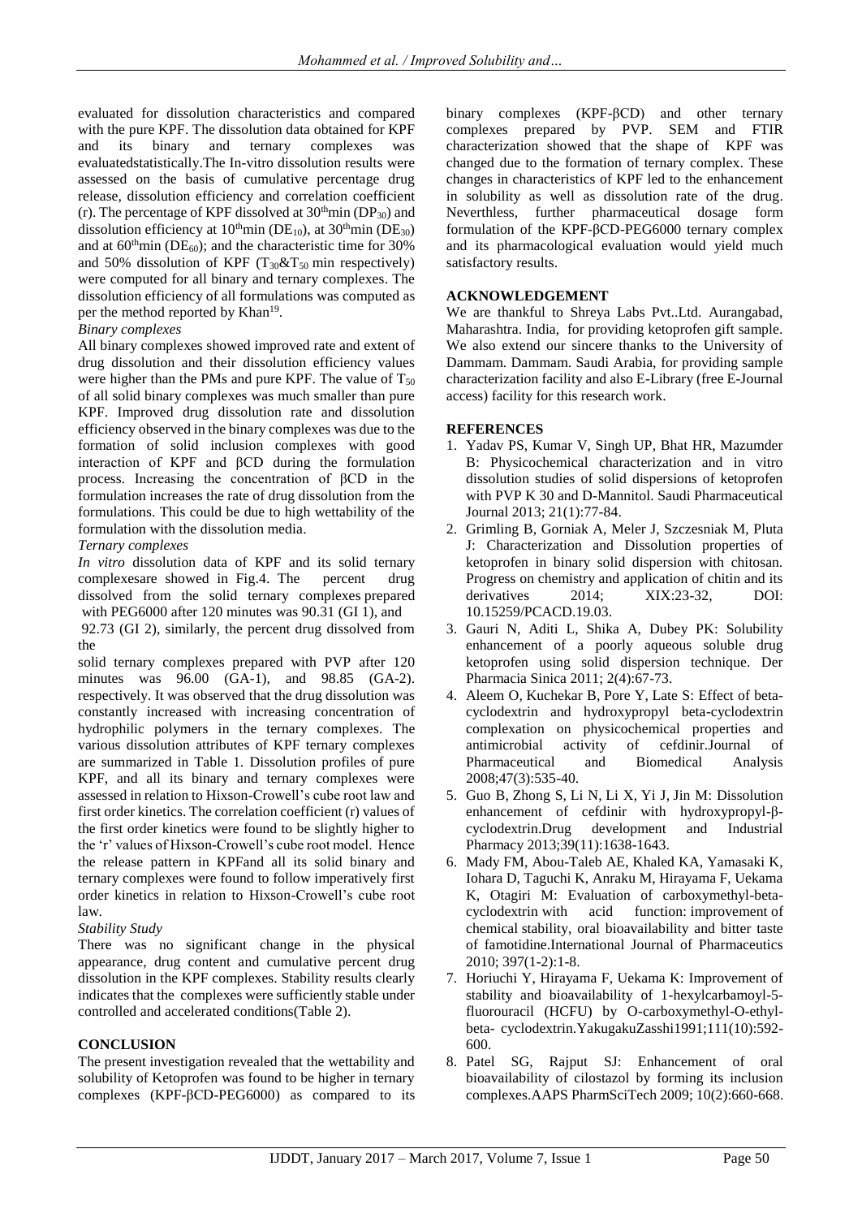evaluated for dissolution characteristics and compared with the pure KPF. The dissolution data obtained for KPF and its binary and ternary complexes was evaluatedstatistically.The In-vitro dissolution results were assessed on the basis of cumulative percentage drug release, dissolution efficiency and correlation coefficient (r). The percentage of KPF dissolved at $30^{th}$min ($DP_{30}$) and dissolution efficiency at $10^{th}$min ($DE_{10}$), at $30^{th}$min ($DE_{30}$) and at $60^{th}$min ($DE_{60}$); and the characteristic time for 30% and 50% dissolution of KPF ($T_{30}$&$T_{50}$ min respectively) were computed for all binary and ternary complexes. The dissolution efficiency of all formulations was computed as per the method reported by Khan[19].

*Binary complexes*

All binary complexes showed improved rate and extent of drug dissolution and their dissolution efficiency values were higher than the PMs and pure KPF. The value of $T_{50}$ of all solid binary complexes was much smaller than pure KPF. Improved drug dissolution rate and dissolution efficiency observed in the binary complexes was due to the formation of solid inclusion complexes with good interaction of KPF and βCD during the formulation process. Increasing the concentration of βCD in the formulation increases the rate of drug dissolution from the formulations. This could be due to high wettability of the formulation with the dissolution media.

*Ternary complexes*

*In vitro* dissolution data of KPF and its solid ternary complexesare showed in Fig.4. The percent drug dissolved from the solid ternary complexes prepared with PEG6000 after 120 minutes was 90.31 (GI 1), and 92.73 (GI 2), similarly, the percent drug dissolved from the solid ternary complexes prepared with PVP after 120 minutes was 96.00 (GA-1), and 98.85 (GA-2). respectively. It was observed that the drug dissolution was constantly increased with increasing concentration of hydrophilic polymers in the ternary complexes. The various dissolution attributes of KPF ternary complexes are summarized in Table 1. Dissolution profiles of pure KPF, and all its binary and ternary complexes were assessed in relation to Hixson-Crowell's cube root law and first order kinetics. The correlation coefficient (r) values of the first order kinetics were found to be slightly higher to the 'r' values of Hixson-Crowell's cube root model. Hence the release pattern in KPFand all its solid binary and ternary complexes were found to follow imperatively first order kinetics in relation to Hixson-Crowell's cube root law.

*Stability Study*

There was no significant change in the physical appearance, drug content and cumulative percent drug dissolution in the KPF complexes. Stability results clearly indicates that the complexes were sufficiently stable under controlled and accelerated conditions(Table 2).

## CONCLUSION

The present investigation revealed that the wettability and solubility of Ketoprofen was found to be higher in ternary complexes (KPF-βCD-PEG6000) as compared to its binary complexes (KPF-βCD) and other ternary complexes prepared by PVP. SEM and FTIR characterization showed that the shape of KPF was changed due to the formation of ternary complex. These changes in characteristics of KPF led to the enhancement in solubility as well as dissolution rate of the drug. Neverthless, further pharmaceutical dosage form formulation of the KPF-βCD-PEG6000 ternary complex and its pharmacological evaluation would yield much satisfactory results.

## ACKNOWLEDGEMENT

We are thankful to Shreya Labs Pvt..Ltd. Aurangabad, Maharashtra. India, for providing ketoprofen gift sample. We also extend our sincere thanks to the University of Dammam. Dammam. Saudi Arabia, for providing sample characterization facility and also E-Library (free E-Journal access) facility for this research work.

## REFERENCES

1. Yadav PS, Kumar V, Singh UP, Bhat HR, Mazumder B: Physicochemical characterization and in vitro dissolution studies of solid dispersions of ketoprofen with PVP K 30 and D-Mannitol. Saudi Pharmaceutical Journal 2013; 21(1):77-84.
2. Grimling B, Gorniak A, Meler J, Szczesniak M, Pluta J: Characterization and Dissolution properties of ketoprofen in binary solid dispersion with chitosan. Progress on chemistry and application of chitin and its derivatives 2014; XIX:23-32, DOI: 10.15259/PCACD.19.03.
3. Gauri N, Aditi L, Shika A, Dubey PK: Solubility enhancement of a poorly aqueous soluble drug ketoprofen using solid dispersion technique. Der Pharmacia Sinica 2011; 2(4):67-73.
4. Aleem O, Kuchekar B, Pore Y, Late S: Effect of beta-cyclodextrin and hydroxypropyl beta-cyclodextrin complexation on physicochemical properties and antimicrobial activity of cefdinir.Journal of Pharmaceutical and Biomedical Analysis 2008;47(3):535-40.
5. Guo B, Zhong S, Li N, Li X, Yi J, Jin M: Dissolution enhancement of cefdinir with hydroxypropyl-β-cyclodextrin.Drug development and Industrial Pharmacy 2013;39(11):1638-1643.
6. Mady FM, Abou-Taleb AE, Khaled KA, Yamasaki K, Iohara D, Taguchi K, Anraku M, Hirayama F, Uekama K, Otagiri M: Evaluation of carboxymethyl-beta-cyclodextrin with acid function: improvement of chemical stability, oral bioavailability and bitter taste of famotidine.International Journal of Pharmaceutics 2010; 397(1-2):1-8.
7. Horiuchi Y, Hirayama F, Uekama K: Improvement of stability and bioavailability of 1-hexylcarbamoyl-5-fluorouracil (HCFU) by O-carboxymethyl-O-ethyl-beta- cyclodextrin.YakugakuZasshi1991;111(10):592-600.
8. Patel SG, Rajput SJ: Enhancement of oral bioavailability of cilostazol by forming its inclusion complexes.AAPS PharmSciTech 2009; 10(2):660-668.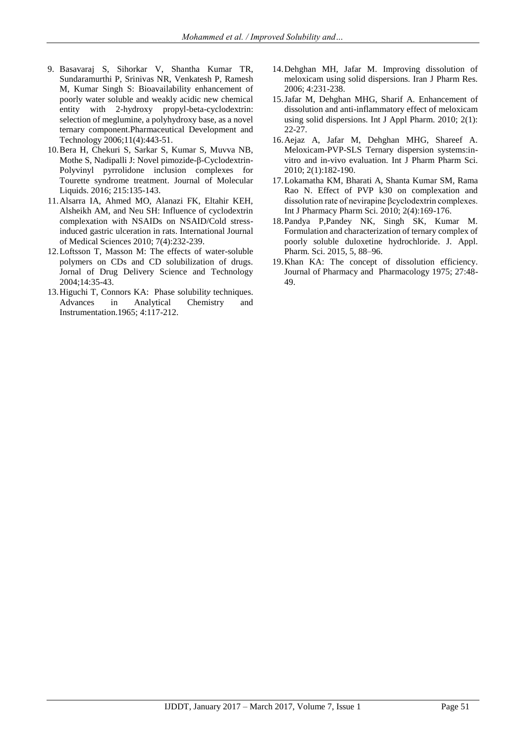9. Basavaraj S, Sihorkar V, Shantha Kumar TR, Sundaramurthi P, Srinivas NR, Venkatesh P, Ramesh M, Kumar Singh S: Bioavailability enhancement of poorly water soluble and weakly acidic new chemical entity with 2-hydroxy propyl-beta-cyclodextrin: selection of meglumine, a polyhydroxy base, as a novel ternary component.Pharmaceutical Development and Technology 2006;11(4):443-51.
10. Bera H, Chekuri S, Sarkar S, Kumar S, Muvva NB, Mothe S, Nadipalli J: Novel pimozide-β-Cyclodextrin-Polyvinyl pyrrolidone inclusion complexes for Tourette syndrome treatment. Journal of Molecular Liquids. 2016; 215:135-143.
11. Alsarra IA, Ahmed MO, Alanazi FK, Eltahir KEH, Alsheikh AM, and Neu SH: Influence of cyclodextrin complexation with NSAIDs on NSAID/Cold stress-induced gastric ulceration in rats. International Journal of Medical Sciences 2010; 7(4):232-239.
12. Loftsson T, Masson M: The effects of water-soluble polymers on CDs and CD solubilization of drugs. Jornal of Drug Delivery Science and Technology 2004;14:35-43.
13. Higuchi T, Connors KA: Phase solubility techniques. Advances in Analytical Chemistry and Instrumentation.1965; 4:117-212.
14. Dehghan MH, Jafar M. Improving dissolution of meloxicam using solid dispersions. Iran J Pharm Res. 2006; 4:231-238.
15. Jafar M, Dehghan MHG, Sharif A. Enhancement of dissolution and anti-inflammatory effect of meloxicam using solid dispersions. Int J Appl Pharm. 2010; 2(1): 22-27.
16. Aejaz A, Jafar M, Dehghan MHG, Shareef A. Meloxicam-PVP-SLS Ternary dispersion systems:in-vitro and in-vivo evaluation. Int J Pharm Pharm Sci. 2010; 2(1):182-190.
17. Lokamatha KM, Bharati A, Shanta Kumar SM, Rama Rao N. Effect of PVP k30 on complexation and dissolution rate of nevirapine βcyclodextrin complexes. Int J Pharmacy Pharm Sci. 2010; 2(4):169-176.
18. Pandya P,Pandey NK, Singh SK, Kumar M. Formulation and characterization of ternary complex of poorly soluble duloxetine hydrochloride. J. Appl. Pharm. Sci. 2015, 5, 88–96.
19. Khan KA: The concept of dissolution efficiency. Journal of Pharmacy and Pharmacology 1975; 27:48-49.